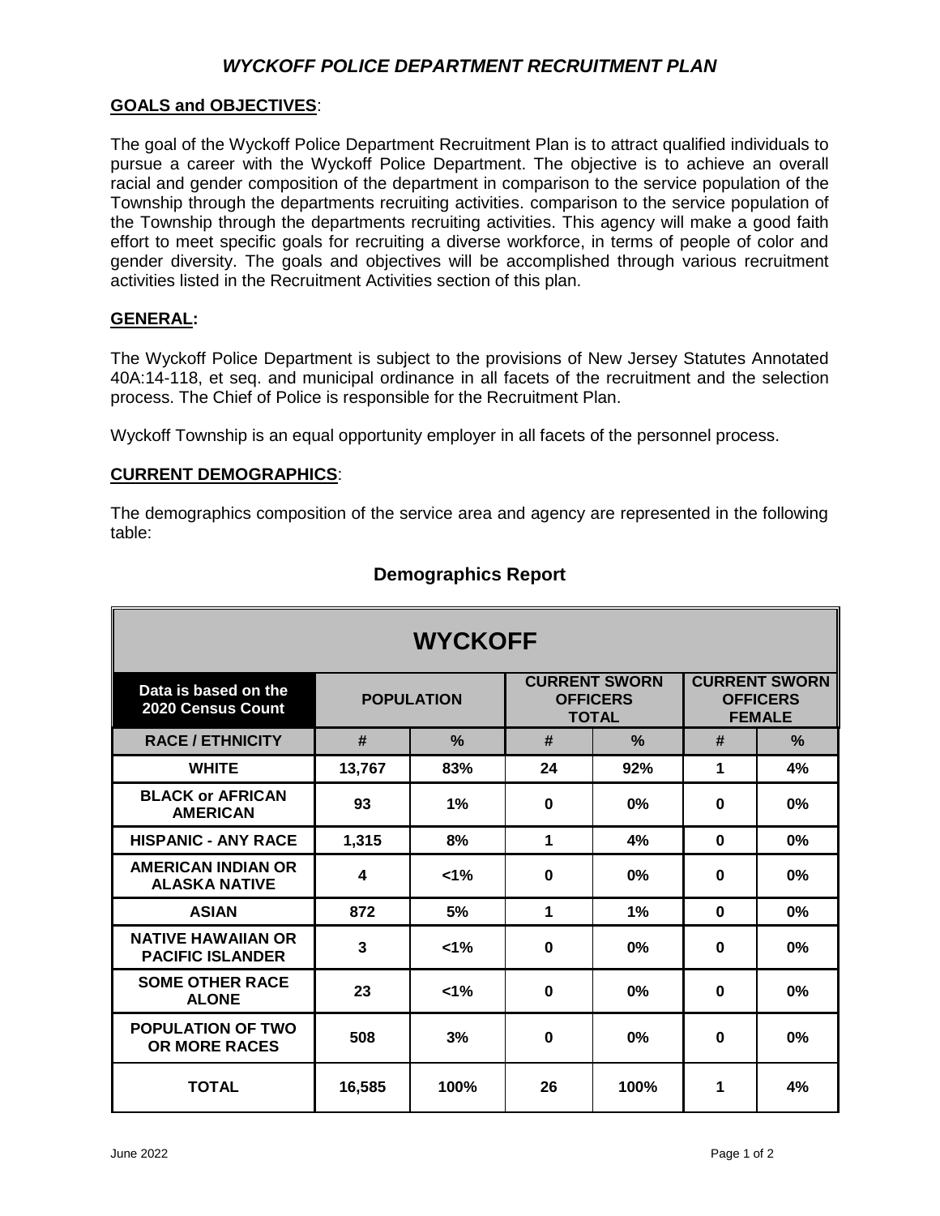# *WYCKOFF POLICE DEPARTMENT RECRUITMENT PLAN*

**GOALS and OBJECTIVES**:

The goal of the Wyckoff Police Department Recruitment Plan is to attract qualified individuals to pursue a career with the Wyckoff Police Department. The objective is to achieve an overall racial and gender composition of the department in comparison to the service population of the Township through the departments recruiting activities. comparison to the service population of the Township through the departments recruiting activities. This agency will make a good faith effort to meet specific goals for recruiting a diverse workforce, in terms of people of color and gender diversity. The goals and objectives will be accomplished through various recruitment activities listed in the Recruitment Activities section of this plan.

**GENERAL:**

The Wyckoff Police Department is subject to the provisions of New Jersey Statutes Annotated 40A:14-118, et seq. and municipal ordinance in all facets of the recruitment and the selection process. The Chief of Police is responsible for the Recruitment Plan.

Wyckoff Township is an equal opportunity employer in all facets of the personnel process.

**CURRENT DEMOGRAPHICS**:

The demographics composition of the service area and agency are represented in the following table:

## Demographics Report

| WYCKOFF | | | | | | |
|---|---|---|---|---|---|---|
| **Data is based on the 2020 Census Count** | **POPULATION** | | **CURRENT SWORN OFFICERS TOTAL** | | **CURRENT SWORN OFFICERS FEMALE** | |
| **RACE / ETHNICITY** | **#** | **%** | **#** | **%** | **#** | **%** |
| **WHITE** | 13,767 | 83% | 24 | 92% | 1 | 4% |
| **BLACK or AFRICAN AMERICAN** | 93 | 1% | 0 | 0% | 0 | 0% |
| **HISPANIC - ANY RACE** | 1,315 | 8% | 1 | 4% | 0 | 0% |
| **AMERICAN INDIAN OR ALASKA NATIVE** | 4 | <1% | 0 | 0% | 0 | 0% |
| **ASIAN** | 872 | 5% | 1 | 1% | 0 | 0% |
| **NATIVE HAWAIIAN OR PACIFIC ISLANDER** | 3 | <1% | 0 | 0% | 0 | 0% |
| **SOME OTHER RACE ALONE** | 23 | <1% | 0 | 0% | 0 | 0% |
| **POPULATION OF TWO OR MORE RACES** | 508 | 3% | 0 | 0% | 0 | 0% |
| **TOTAL** | 16,585 | 100% | 26 | 100% | 1 | 4% |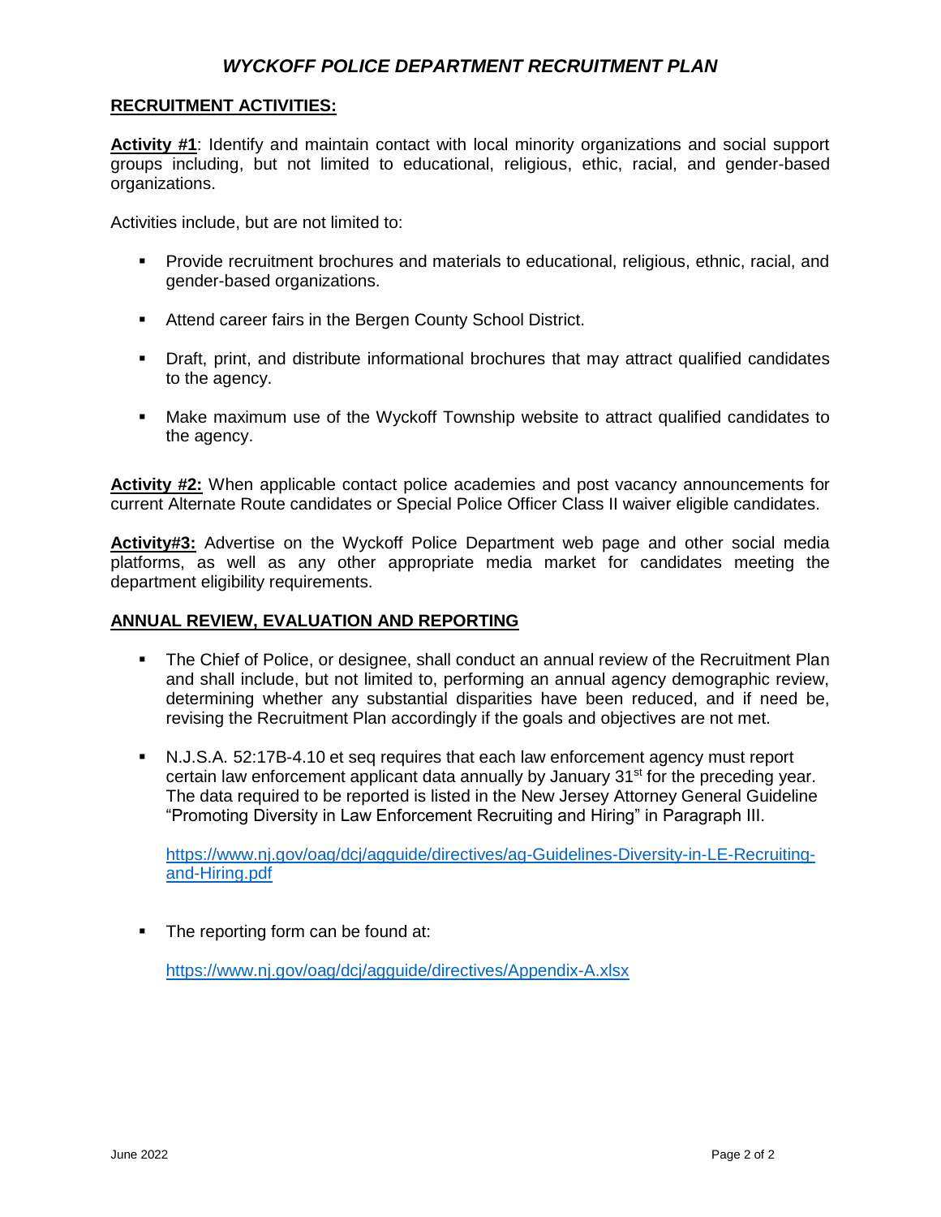# *WYCKOFF POLICE DEPARTMENT RECRUITMENT PLAN*

## RECRUITMENT ACTIVITIES:

**Activity #1**: Identify and maintain contact with local minority organizations and social support groups including, but not limited to educational, religious, ethic, racial, and gender-based organizations.

Activities include, but are not limited to:

- Provide recruitment brochures and materials to educational, religious, ethnic, racial, and gender-based organizations.
- Attend career fairs in the Bergen County School District.
- Draft, print, and distribute informational brochures that may attract qualified candidates to the agency.
- Make maximum use of the Wyckoff Township website to attract qualified candidates to the agency.

**Activity #2:** When applicable contact police academies and post vacancy announcements for current Alternate Route candidates or Special Police Officer Class II waiver eligible candidates.

**Activity#3:** Advertise on the Wyckoff Police Department web page and other social media platforms, as well as any other appropriate media market for candidates meeting the department eligibility requirements.

## ANNUAL REVIEW, EVALUATION AND REPORTING

- The Chief of Police, or designee, shall conduct an annual review of the Recruitment Plan and shall include, but not limited to, performing an annual agency demographic review, determining whether any substantial disparities have been reduced, and if need be, revising the Recruitment Plan accordingly if the goals and objectives are not met.
- N.J.S.A. 52:17B-4.10 et seq requires that each law enforcement agency must report certain law enforcement applicant data annually by January 31st for the preceding year. The data required to be reported is listed in the New Jersey Attorney General Guideline "Promoting Diversity in Law Enforcement Recruiting and Hiring" in Paragraph III.

  https://www.nj.gov/oag/dcj/agguide/directives/ag-Guidelines-Diversity-in-LE-Recruiting-and-Hiring.pdf

- The reporting form can be found at:

  https://www.nj.gov/oag/dcj/agguide/directives/Appendix-A.xlsx

June 2022